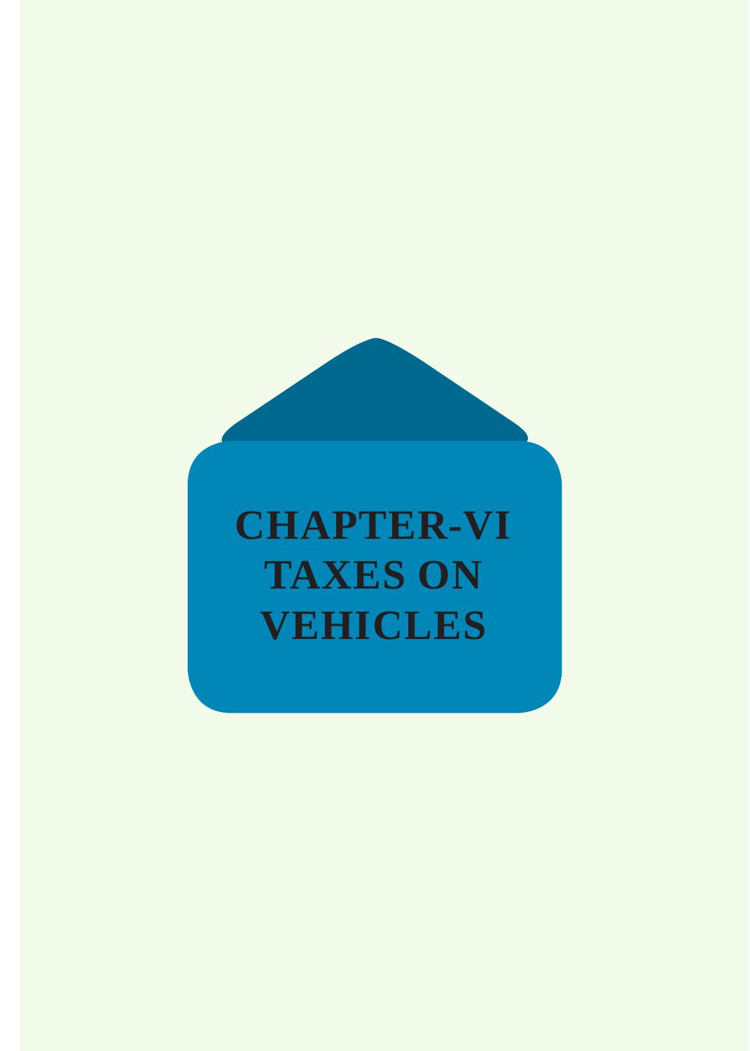# CHAPTER-VI
# TAXES ON VEHICLES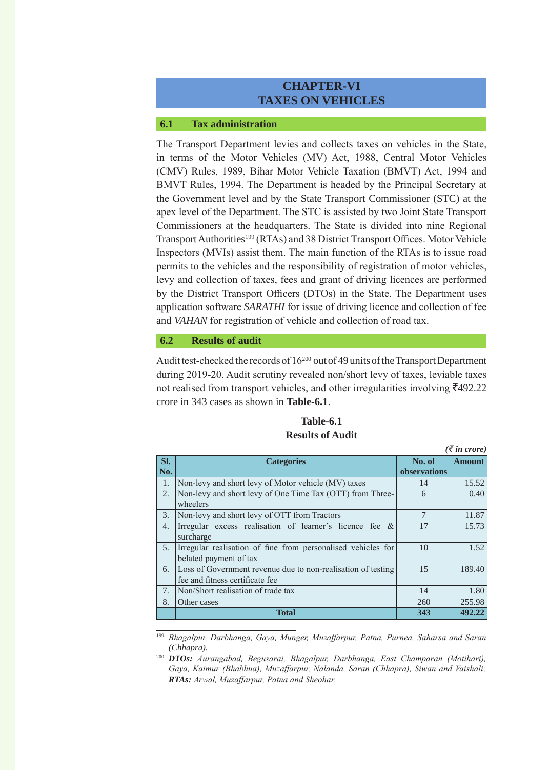# CHAPTER-VI
# TAXES ON VEHICLES

## 6.1 Tax administration

The Transport Department levies and collects taxes on vehicles in the State, in terms of the Motor Vehicles (MV) Act, 1988, Central Motor Vehicles (CMV) Rules, 1989, Bihar Motor Vehicle Taxation (BMVT) Act, 1994 and BMVT Rules, 1994. The Department is headed by the Principal Secretary at the Government level and by the State Transport Commissioner (STC) at the apex level of the Department. The STC is assisted by two Joint State Transport Commissioners at the headquarters. The State is divided into nine Regional Transport Authorities[199] (RTAs) and 38 District Transport Offices. Motor Vehicle Inspectors (MVIs) assist them. The main function of the RTAs is to issue road permits to the vehicles and the responsibility of registration of motor vehicles, levy and collection of taxes, fees and grant of driving licences are performed by the District Transport Officers (DTOs) in the State. The Department uses application software *SARATHI* for issue of driving licence and collection of fee and *VAHAN* for registration of vehicle and collection of road tax.

## 6.2 Results of audit

Audit test-checked the records of 16[200] out of 49 units of the Transport Department during 2019-20. Audit scrutiny revealed non/short levy of taxes, leviable taxes not realised from transport vehicles, and other irregularities involving ₹492.22 crore in 343 cases as shown in **Table-6.1**.

**Table-6.1**
**Results of Audit**

*(₹ in crore)*

| Sl. No. | Categories | No. of observations | Amount |
|---|---|---|---|
| 1. | Non-levy and short levy of Motor vehicle (MV) taxes | 14 | 15.52 |
| 2. | Non-levy and short levy of One Time Tax (OTT) from Three-wheelers | 6 | 0.40 |
| 3. | Non-levy and short levy of OTT from Tractors | 7 | 11.87 |
| 4. | Irregular excess realisation of learner's licence fee & surcharge | 17 | 15.73 |
| 5. | Irregular realisation of fine from personalised vehicles for belated payment of tax | 10 | 1.52 |
| 6. | Loss of Government revenue due to non-realisation of testing fee and fitness certificate fee | 15 | 189.40 |
| 7. | Non/Short realisation of trade tax | 14 | 1.80 |
| 8. | Other cases | 260 | 255.98 |
| | **Total** | **343** | **492.22** |

[199] *Bhagalpur, Darbhanga, Gaya, Munger, Muzaffarpur, Patna, Purnea, Saharsa and Saran (Chhapra).*

[200] ***DTOs:** Aurangabad, Begusarai, Bhagalpur, Darbhanga, East Champaran (Motihari), Gaya, Kaimur (Bhabhua), Muzaffarpur, Nalanda, Saran (Chhapra), Siwan and Vaishali;* ***RTAs:** Arwal, Muzaffarpur, Patna and Sheohar.*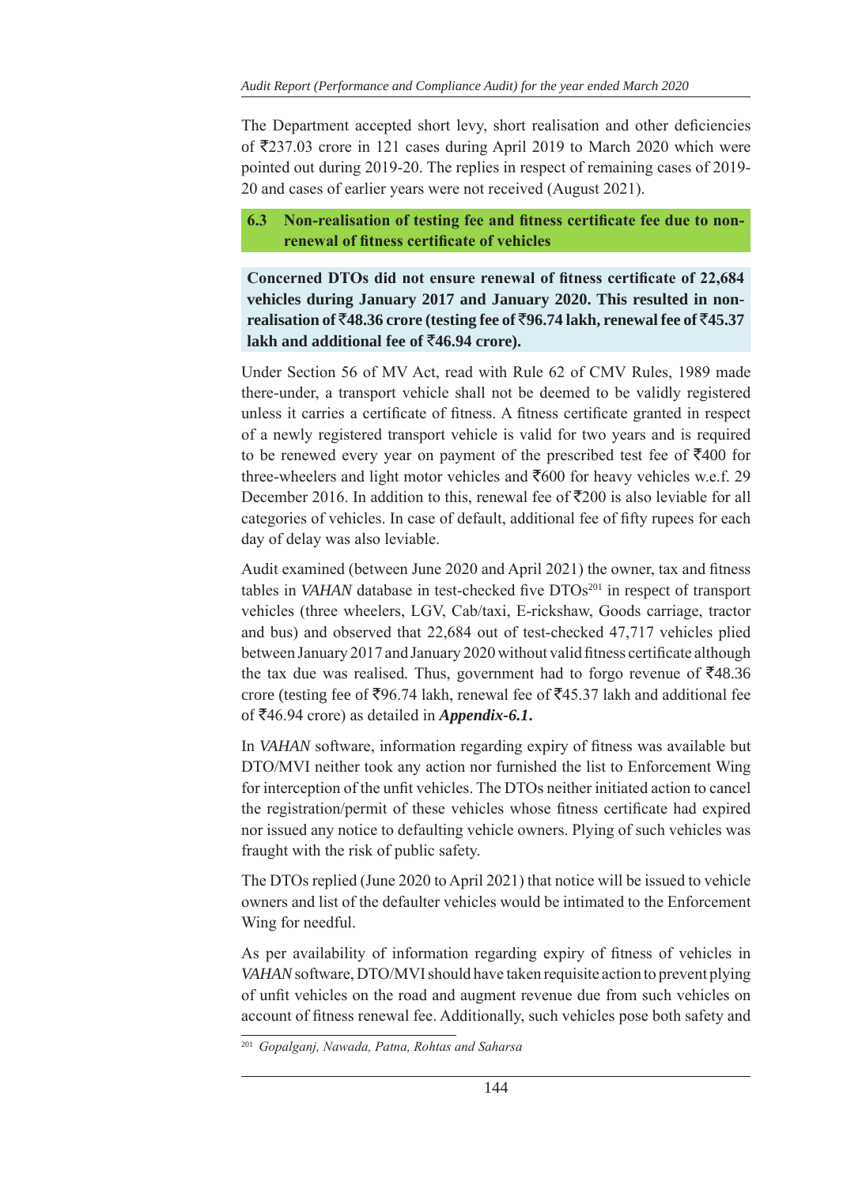The Department accepted short levy, short realisation and other deficiencies of ₹237.03 crore in 121 cases during April 2019 to March 2020 which were pointed out during 2019-20. The replies in respect of remaining cases of 2019-20 and cases of earlier years were not received (August 2021).

## 6.3 Non-realisation of testing fee and fitness certificate fee due to non-renewal of fitness certificate of vehicles

**Concerned DTOs did not ensure renewal of fitness certificate of 22,684 vehicles during January 2017 and January 2020. This resulted in non-realisation of ₹48.36 crore (testing fee of ₹96.74 lakh, renewal fee of ₹45.37 lakh and additional fee of ₹46.94 crore).**

Under Section 56 of MV Act, read with Rule 62 of CMV Rules, 1989 made there-under, a transport vehicle shall not be deemed to be validly registered unless it carries a certificate of fitness. A fitness certificate granted in respect of a newly registered transport vehicle is valid for two years and is required to be renewed every year on payment of the prescribed test fee of ₹400 for three-wheelers and light motor vehicles and ₹600 for heavy vehicles w.e.f. 29 December 2016. In addition to this, renewal fee of ₹200 is also leviable for all categories of vehicles. In case of default, additional fee of fifty rupees for each day of delay was also leviable.

Audit examined (between June 2020 and April 2021) the owner, tax and fitness tables in *VAHAN* database in test-checked five DTOs[201] in respect of transport vehicles (three wheelers, LGV, Cab/taxi, E-rickshaw, Goods carriage, tractor and bus) and observed that 22,684 out of test-checked 47,717 vehicles plied between January 2017 and January 2020 without valid fitness certificate although the tax due was realised. Thus, government had to forgo revenue of ₹48.36 crore (testing fee of ₹96.74 lakh, renewal fee of ₹45.37 lakh and additional fee of ₹46.94 crore) as detailed in ***Appendix-6.1.***

In *VAHAN* software, information regarding expiry of fitness was available but DTO/MVI neither took any action nor furnished the list to Enforcement Wing for interception of the unfit vehicles. The DTOs neither initiated action to cancel the registration/permit of these vehicles whose fitness certificate had expired nor issued any notice to defaulting vehicle owners. Plying of such vehicles was fraught with the risk of public safety.

The DTOs replied (June 2020 to April 2021) that notice will be issued to vehicle owners and list of the defaulter vehicles would be intimated to the Enforcement Wing for needful.

As per availability of information regarding expiry of fitness of vehicles in *VAHAN* software, DTO/MVI should have taken requisite action to prevent plying of unfit vehicles on the road and augment revenue due from such vehicles on account of fitness renewal fee. Additionally, such vehicles pose both safety and

[201] *Gopalganj, Nawada, Patna, Rohtas and Saharsa*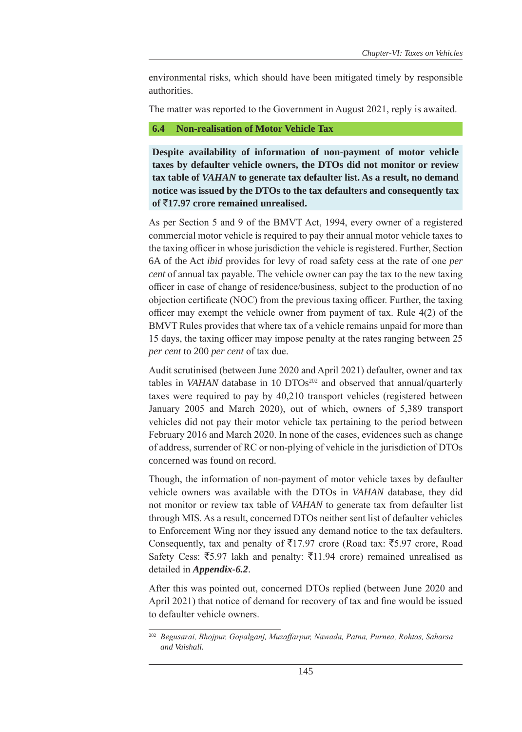environmental risks, which should have been mitigated timely by responsible authorities.

The matter was reported to the Government in August 2021, reply is awaited.

## 6.4 Non-realisation of Motor Vehicle Tax

**Despite availability of information of non-payment of motor vehicle taxes by defaulter vehicle owners, the DTOs did not monitor or review tax table of *VAHAN* to generate tax defaulter list. As a result, no demand notice was issued by the DTOs to the tax defaulters and consequently tax of ₹17.97 crore remained unrealised.**

As per Section 5 and 9 of the BMVT Act, 1994, every owner of a registered commercial motor vehicle is required to pay their annual motor vehicle taxes to the taxing officer in whose jurisdiction the vehicle is registered. Further, Section 6A of the Act *ibid* provides for levy of road safety cess at the rate of one *per cent* of annual tax payable. The vehicle owner can pay the tax to the new taxing officer in case of change of residence/business, subject to the production of no objection certificate (NOC) from the previous taxing officer. Further, the taxing officer may exempt the vehicle owner from payment of tax. Rule 4(2) of the BMVT Rules provides that where tax of a vehicle remains unpaid for more than 15 days, the taxing officer may impose penalty at the rates ranging between 25 *per cent* to 200 *per cent* of tax due.

Audit scrutinised (between June 2020 and April 2021) defaulter, owner and tax tables in *VAHAN* database in 10 DTOs[202] and observed that annual/quarterly taxes were required to pay by 40,210 transport vehicles (registered between January 2005 and March 2020), out of which, owners of 5,389 transport vehicles did not pay their motor vehicle tax pertaining to the period between February 2016 and March 2020. In none of the cases, evidences such as change of address, surrender of RC or non-plying of vehicle in the jurisdiction of DTOs concerned was found on record.

Though, the information of non-payment of motor vehicle taxes by defaulter vehicle owners was available with the DTOs in *VAHAN* database, they did not monitor or review tax table of *VAHAN* to generate tax from defaulter list through MIS. As a result, concerned DTOs neither sent list of defaulter vehicles to Enforcement Wing nor they issued any demand notice to the tax defaulters. Consequently, tax and penalty of ₹17.97 crore (Road tax: ₹5.97 crore, Road Safety Cess: ₹5.97 lakh and penalty: ₹11.94 crore) remained unrealised as detailed in ***Appendix-6.2***.

After this was pointed out, concerned DTOs replied (between June 2020 and April 2021) that notice of demand for recovery of tax and fine would be issued to defaulter vehicle owners.

---

[202] *Begusarai, Bhojpur, Gopalganj, Muzaffarpur, Nawada, Patna, Purnea, Rohtas, Saharsa and Vaishali.*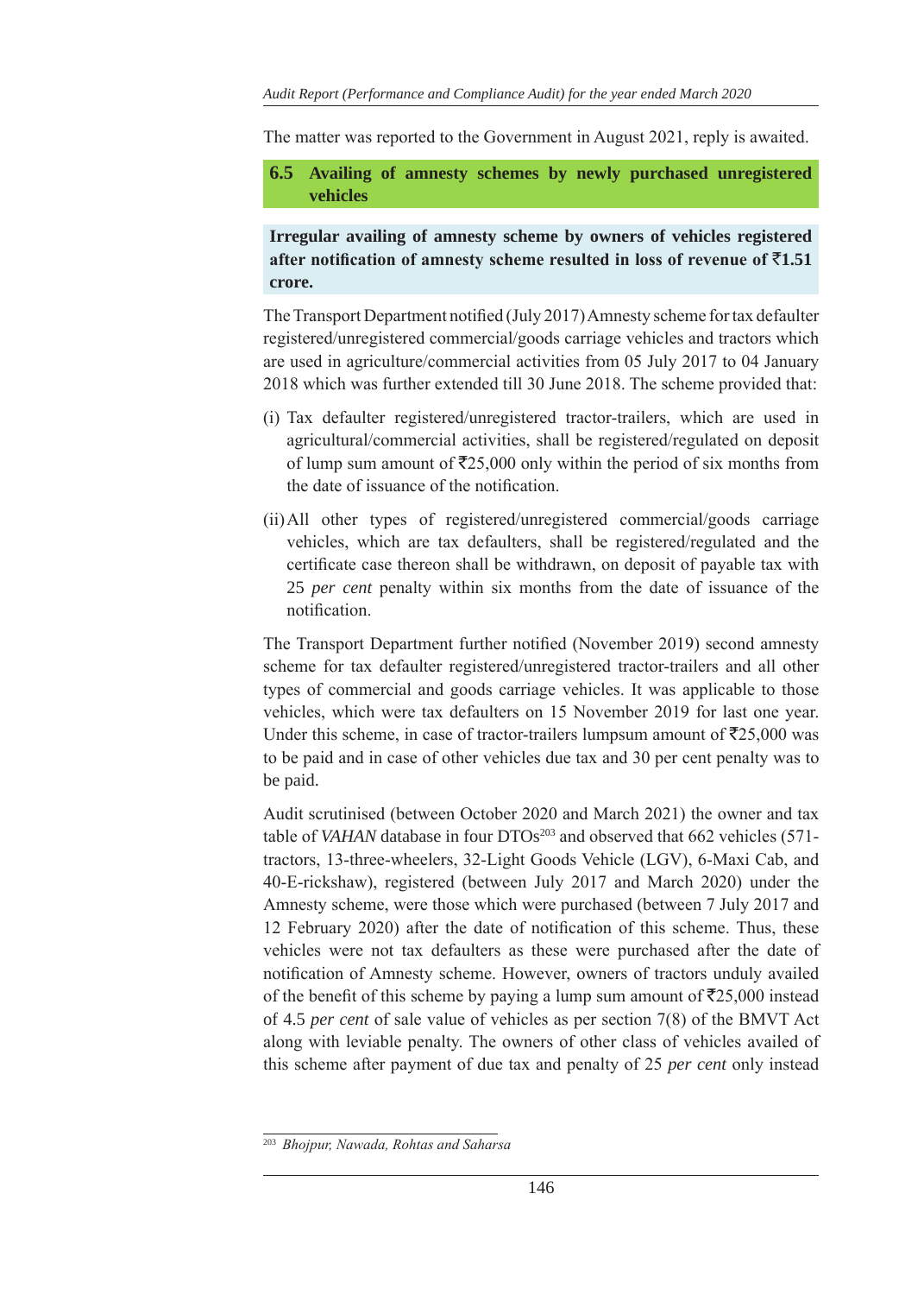The matter was reported to the Government in August 2021, reply is awaited.

## 6.5 Availing of amnesty schemes by newly purchased unregistered vehicles

**Irregular availing of amnesty scheme by owners of vehicles registered after notification of amnesty scheme resulted in loss of revenue of ₹1.51 crore.**

The Transport Department notified (July 2017) Amnesty scheme for tax defaulter registered/unregistered commercial/goods carriage vehicles and tractors which are used in agriculture/commercial activities from 05 July 2017 to 04 January 2018 which was further extended till 30 June 2018. The scheme provided that:

(i) Tax defaulter registered/unregistered tractor-trailers, which are used in agricultural/commercial activities, shall be registered/regulated on deposit of lump sum amount of ₹25,000 only within the period of six months from the date of issuance of the notification.

(ii) All other types of registered/unregistered commercial/goods carriage vehicles, which are tax defaulters, shall be registered/regulated and the certificate case thereon shall be withdrawn, on deposit of payable tax with 25 *per cent* penalty within six months from the date of issuance of the notification.

The Transport Department further notified (November 2019) second amnesty scheme for tax defaulter registered/unregistered tractor-trailers and all other types of commercial and goods carriage vehicles. It was applicable to those vehicles, which were tax defaulters on 15 November 2019 for last one year. Under this scheme, in case of tractor-trailers lumpsum amount of ₹25,000 was to be paid and in case of other vehicles due tax and 30 per cent penalty was to be paid.

Audit scrutinised (between October 2020 and March 2021) the owner and tax table of *VAHAN* database in four DTOs[203] and observed that 662 vehicles (571-tractors, 13-three-wheelers, 32-Light Goods Vehicle (LGV), 6-Maxi Cab, and 40-E-rickshaw), registered (between July 2017 and March 2020) under the Amnesty scheme, were those which were purchased (between 7 July 2017 and 12 February 2020) after the date of notification of this scheme. Thus, these vehicles were not tax defaulters as these were purchased after the date of notification of Amnesty scheme. However, owners of tractors unduly availed of the benefit of this scheme by paying a lump sum amount of ₹25,000 instead of 4.5 *per cent* of sale value of vehicles as per section 7(8) of the BMVT Act along with leviable penalty. The owners of other class of vehicles availed of this scheme after payment of due tax and penalty of 25 *per cent* only instead

---

[203] *Bhojpur, Nawada, Rohtas and Saharsa*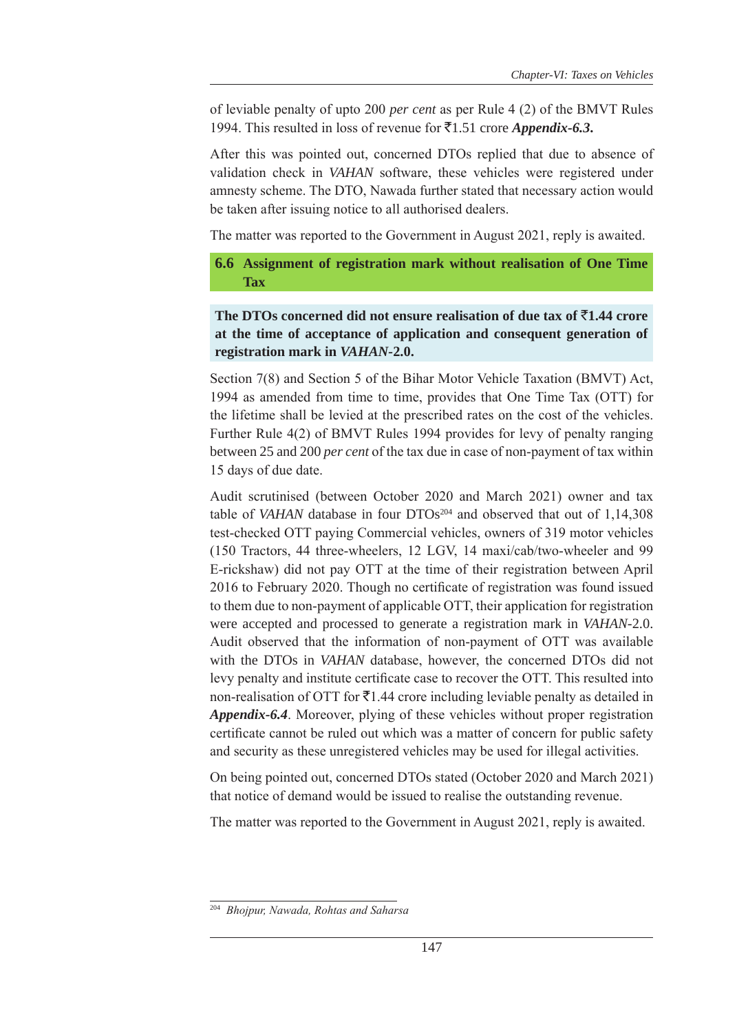of leviable penalty of upto 200 *per cent* as per Rule 4 (2) of the BMVT Rules 1994. This resulted in loss of revenue for ₹1.51 crore ***Appendix-6.3.***

After this was pointed out, concerned DTOs replied that due to absence of validation check in *VAHAN* software, these vehicles were registered under amnesty scheme. The DTO, Nawada further stated that necessary action would be taken after issuing notice to all authorised dealers.

The matter was reported to the Government in August 2021, reply is awaited.

## 6.6 Assignment of registration mark without realisation of One Time Tax

**The DTOs concerned did not ensure realisation of due tax of ₹1.44 crore at the time of acceptance of application and consequent generation of registration mark in *VAHAN*-2.0.**

Section 7(8) and Section 5 of the Bihar Motor Vehicle Taxation (BMVT) Act, 1994 as amended from time to time, provides that One Time Tax (OTT) for the lifetime shall be levied at the prescribed rates on the cost of the vehicles. Further Rule 4(2) of BMVT Rules 1994 provides for levy of penalty ranging between 25 and 200 *per cent* of the tax due in case of non-payment of tax within 15 days of due date.

Audit scrutinised (between October 2020 and March 2021) owner and tax table of *VAHAN* database in four DTOs[204] and observed that out of 1,14,308 test-checked OTT paying Commercial vehicles, owners of 319 motor vehicles (150 Tractors, 44 three-wheelers, 12 LGV, 14 maxi/cab/two-wheeler and 99 E-rickshaw) did not pay OTT at the time of their registration between April 2016 to February 2020. Though no certificate of registration was found issued to them due to non-payment of applicable OTT, their application for registration were accepted and processed to generate a registration mark in *VAHAN*-2.0. Audit observed that the information of non-payment of OTT was available with the DTOs in *VAHAN* database, however, the concerned DTOs did not levy penalty and institute certificate case to recover the OTT. This resulted into non-realisation of OTT for ₹1.44 crore including leviable penalty as detailed in ***Appendix-6.4***. Moreover, plying of these vehicles without proper registration certificate cannot be ruled out which was a matter of concern for public safety and security as these unregistered vehicles may be used for illegal activities.

On being pointed out, concerned DTOs stated (October 2020 and March 2021) that notice of demand would be issued to realise the outstanding revenue.

The matter was reported to the Government in August 2021, reply is awaited.

---

[204] *Bhojpur, Nawada, Rohtas and Saharsa*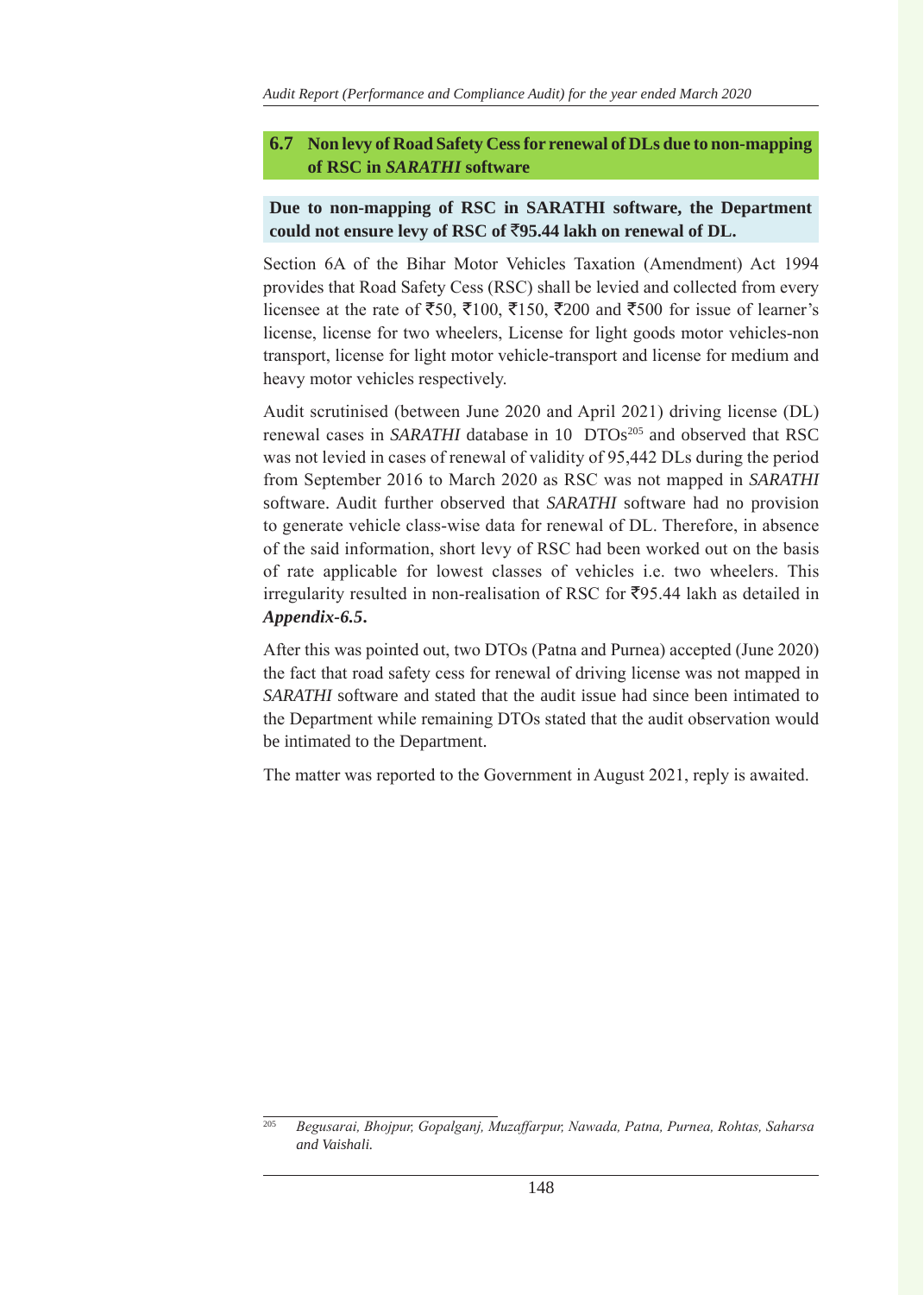## 6.7 Non levy of Road Safety Cess for renewal of DLs due to non-mapping of RSC in *SARATHI* software

**Due to non-mapping of RSC in SARATHI software, the Department could not ensure levy of RSC of ₹95.44 lakh on renewal of DL.**

Section 6A of the Bihar Motor Vehicles Taxation (Amendment) Act 1994 provides that Road Safety Cess (RSC) shall be levied and collected from every licensee at the rate of ₹50, ₹100, ₹150, ₹200 and ₹500 for issue of learner's license, license for two wheelers, License for light goods motor vehicles-non transport, license for light motor vehicle-transport and license for medium and heavy motor vehicles respectively.

Audit scrutinised (between June 2020 and April 2021) driving license (DL) renewal cases in *SARATHI* database in 10 DTOs[205] and observed that RSC was not levied in cases of renewal of validity of 95,442 DLs during the period from September 2016 to March 2020 as RSC was not mapped in *SARATHI* software. Audit further observed that *SARATHI* software had no provision to generate vehicle class-wise data for renewal of DL. Therefore, in absence of the said information, short levy of RSC had been worked out on the basis of rate applicable for lowest classes of vehicles i.e. two wheelers. This irregularity resulted in non-realisation of RSC for ₹95.44 lakh as detailed in ***Appendix-6.5***.

After this was pointed out, two DTOs (Patna and Purnea) accepted (June 2020) the fact that road safety cess for renewal of driving license was not mapped in *SARATHI* software and stated that the audit issue had since been intimated to the Department while remaining DTOs stated that the audit observation would be intimated to the Department.

The matter was reported to the Government in August 2021, reply is awaited.

---

[205] *Begusarai, Bhojpur, Gopalganj, Muzaffarpur, Nawada, Patna, Purnea, Rohtas, Saharsa and Vaishali.*